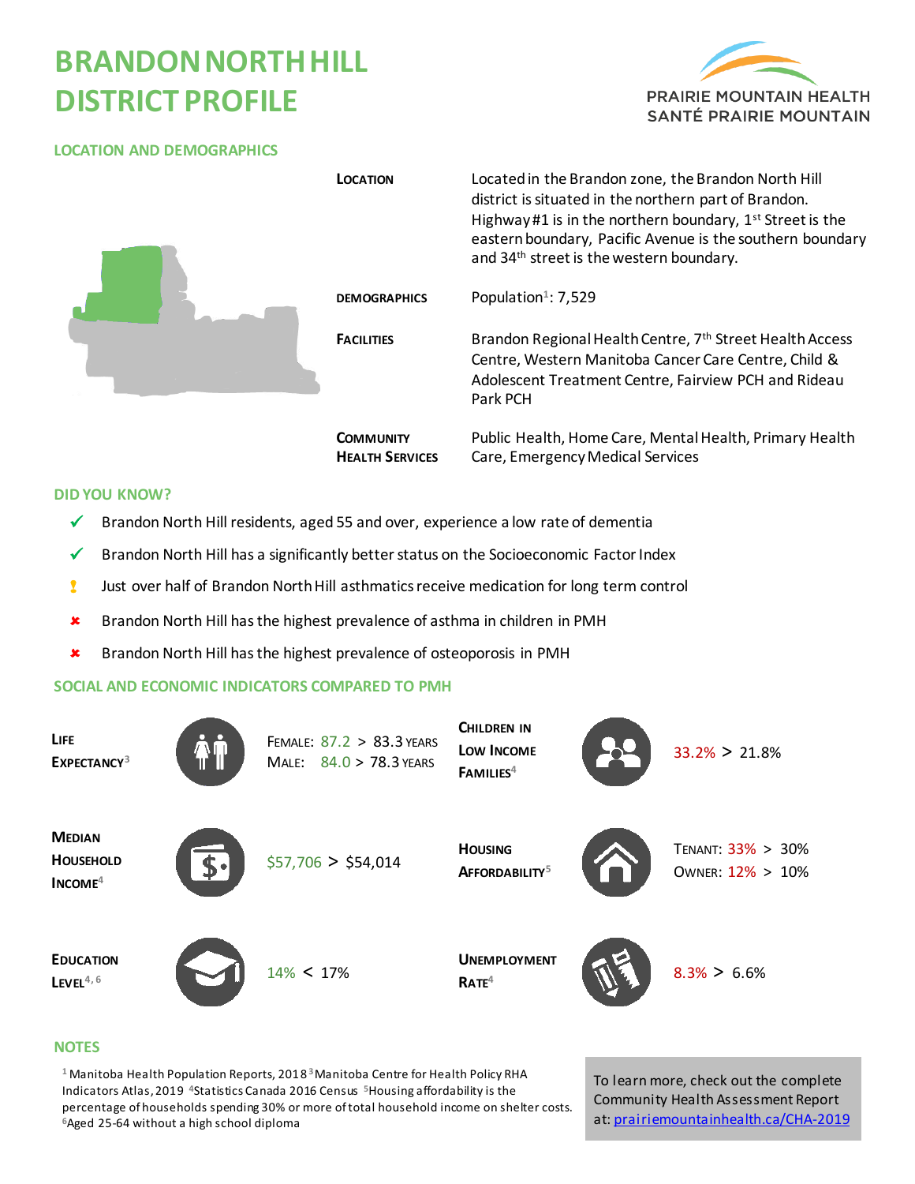# BRANDON NORTH HILL DISTRICT PROFILE

PRAIRIE MOUNTAIN HEALTH
SANTÉ PRAIRIE MOUNTAIN

## LOCATION AND DEMOGRAPHICS

| | |
|---|---|
| **LOCATION** | Located in the Brandon zone, the Brandon North Hill district is situated in the northern part of Brandon. Highway #1 is in the northern boundary, 1st Street is the eastern boundary, Pacific Avenue is the southern boundary and 34th street is the western boundary. |
| **DEMOGRAPHICS** | Population[1]: 7,529 |
| **FACILITIES** | Brandon Regional Health Centre, 7th Street Health Access Centre, Western Manitoba Cancer Care Centre, Child & Adolescent Treatment Centre, Fairview PCH and Rideau Park PCH |
| **COMMUNITY HEALTH SERVICES** | Public Health, Home Care, Mental Health, Primary Health Care, Emergency Medical Services |

## DID YOU KNOW?

- ✔ Brandon North Hill residents, aged 55 and over, experience a low rate of dementia
- ✔ Brandon North Hill has a significantly better status on the Socioeconomic Factor Index
- ! Just over half of Brandon North Hill asthmatics receive medication for long term control
- ✘ Brandon North Hill has the highest prevalence of asthma in children in PMH
- ✘ Brandon North Hill has the highest prevalence of osteoporosis in PMH

## SOCIAL AND ECONOMIC INDICATORS COMPARED TO PMH

| Indicator | Brandon North Hill vs PMH |
|---|---|
| **LIFE EXPECTANCY**[3] | FEMALE: 87.2 > 83.3 YEARS; MALE: 84.0 > 78.3 YEARS |
| **CHILDREN IN LOW INCOME FAMILIES**[4] | 33.2% > 21.8% |
| **MEDIAN HOUSEHOLD INCOME**[4] | $57,706 > $54,014 |
| **HOUSING AFFORDABILITY**[5] | TENANT: 33% > 30%; OWNER: 12% > 10% |
| **EDUCATION LEVEL**[4, 6] | 14% < 17% |
| **UNEMPLOYMENT RATE**[4] | 8.3% > 6.6% |

## NOTES

[1]Manitoba Health Population Reports, 2018 [3]Manitoba Centre for Health Policy RHA Indicators Atlas, 2019 [4]Statistics Canada 2016 Census [5]Housing affordability is the percentage of households spending 30% or more of total household income on shelter costs. [6]Aged 25-64 without a high school diploma

To learn more, check out the complete Community Health Assessment Report at: [prairiemountainhealth.ca/CHA-2019](prairiemountainhealth.ca/CHA-2019)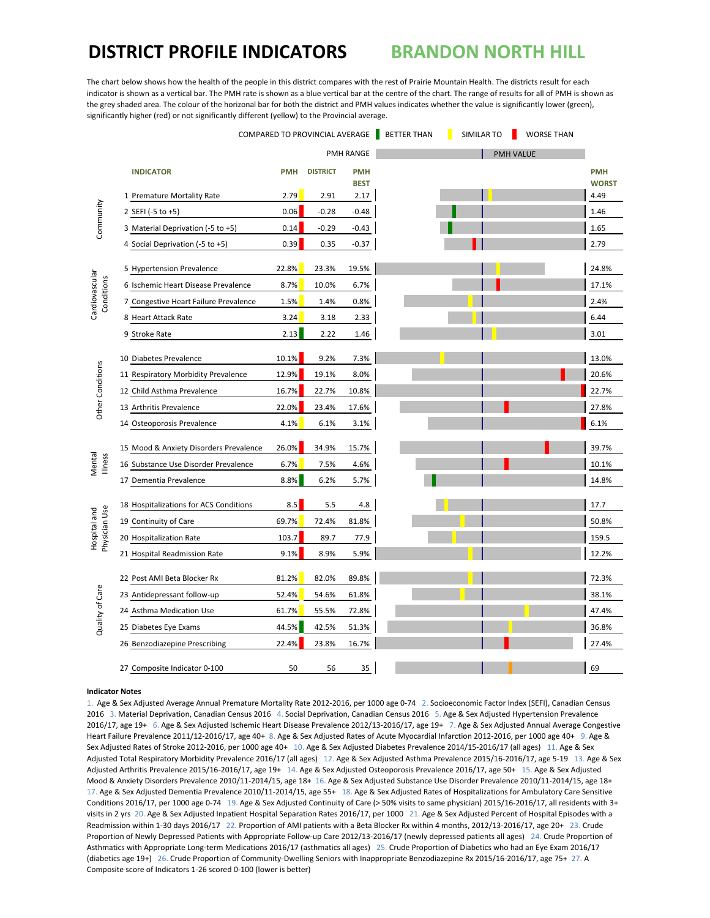# DISTRICT PROFILE INDICATORS — BRANDON NORTH HILL

The chart below shows how the health of the people in this district compares with the rest of Prairie Mountain Health. The districts result for each indicator is shown as a vertical bar. The PMH rate is shown as a blue vertical bar at the centre of the chart. The range of results for all of PMH is shown as the grey shaded area. The colour of the horizonal bar for both the district and PMH values indicates whether the value is significantly lower (green), significantly higher (red) or not significantly different (yellow) to the Provincial average.

COMPARED TO PROVINCIAL AVERAGE: BETTER THAN — SIMILAR TO — WORSE THAN

PMH RANGE — PMH VALUE

| | INDICATOR | PMH | DISTRICT | PMH BEST | PMH WORST |
|---|---|---|---|---|---|
| Community | 1 Premature Mortality Rate | 2.79 | 2.91 | 2.17 | 4.49 |
| | 2 SEFI (-5 to +5) | 0.06 | -0.28 | -0.48 | 1.46 |
| | 3 Material Deprivation (-5 to +5) | 0.14 | -0.29 | -0.43 | 1.65 |
| | 4 Social Deprivation (-5 to +5) | 0.39 | 0.35 | -0.37 | 2.79 |
| Cardiovascular Conditions | 5 Hypertension Prevalence | 22.8% | 23.3% | 19.5% | 24.8% |
| | 6 Ischemic Heart Disease Prevalence | 8.7% | 10.0% | 6.7% | 17.1% |
| | 7 Congestive Heart Failure Prevalence | 1.5% | 1.4% | 0.8% | 2.4% |
| | 8 Heart Attack Rate | 3.24 | 3.18 | 2.33 | 6.44 |
| | 9 Stroke Rate | 2.13 | 2.22 | 1.46 | 3.01 |
| Other Conditions | 10 Diabetes Prevalence | 10.1% | 9.2% | 7.3% | 13.0% |
| | 11 Respiratory Morbidity Prevalence | 12.9% | 19.1% | 8.0% | 20.6% |
| | 12 Child Asthma Prevalence | 16.7% | 22.7% | 10.8% | 22.7% |
| | 13 Arthritis Prevalence | 22.0% | 23.4% | 17.6% | 27.8% |
| | 14 Osteoporosis Prevalence | 4.1% | 6.1% | 3.1% | 6.1% |
| Mental Illness | 15 Mood & Anxiety Disorders Prevalence | 26.0% | 34.9% | 15.7% | 39.7% |
| | 16 Substance Use Disorder Prevalence | 6.7% | 7.5% | 4.6% | 10.1% |
| | 17 Dementia Prevalence | 8.8% | 6.2% | 5.7% | 14.8% |
| Hospital and Physician Use | 18 Hospitalizations for ACS Conditions | 8.5 | 5.5 | 4.8 | 17.7 |
| | 19 Continuity of Care | 69.7% | 72.4% | 81.8% | 50.8% |
| | 20 Hospitalization Rate | 103.7 | 89.7 | 77.9 | 159.5 |
| | 21 Hospital Readmission Rate | 9.1% | 8.9% | 5.9% | 12.2% |
| Quality of Care | 22 Post AMI Beta Blocker Rx | 81.2% | 82.0% | 89.8% | 72.3% |
| | 23 Antidepressant follow-up | 52.4% | 54.6% | 61.8% | 38.1% |
| | 24 Asthma Medication Use | 61.7% | 55.5% | 72.8% | 47.4% |
| | 25 Diabetes Eye Exams | 44.5% | 42.5% | 51.3% | 36.8% |
| | 26 Benzodiazepine Prescribing | 22.4% | 23.8% | 16.7% | 27.4% |
| | 27 Composite Indicator 0-100 | 50 | 56 | 35 | 69 |

**Indicator Notes**

1. Age & Sex Adjusted Average Annual Premature Mortality Rate 2012-2016, per 1000 age 0-74 2. Socioeconomic Factor Index (SEFI), Canadian Census 2016 3. Material Deprivation, Canadian Census 2016 4. Social Deprivation, Canadian Census 2016 5. Age & Sex Adjusted Hypertension Prevalence 2016/17, age 19+ 6. Age & Sex Adjusted Ischemic Heart Disease Prevalence 2012/13-2016/17, age 19+ 7. Age & Sex Adjusted Annual Average Congestive Heart Failure Prevalence 2011/12-2016/17, age 40+ 8. Age & Sex Adjusted Rates of Acute Myocardial Infarction 2012-2016, per 1000 age 40+ 9. Age & Sex Adjusted Rates of Stroke 2012-2016, per 1000 age 40+ 10. Age & Sex Adjusted Diabetes Prevalence 2014/15-2016/17 (all ages) 11. Age & Sex Adjusted Total Respiratory Morbidity Prevalence 2016/17 (all ages) 12. Age & Sex Adjusted Asthma Prevalence 2015/16-2016/17, age 5-19 13. Age & Sex Adjusted Arthritis Prevalence 2015/16-2016/17, age 19+ 14. Age & Sex Adjusted Osteoporosis Prevalence 2016/17, age 50+ 15. Age & Sex Adjusted Mood & Anxiety Disorders Prevalence 2010/11-2014/15, age 18+ 16. Age & Sex Adjusted Substance Use Disorder Prevalence 2010/11-2014/15, age 18+ 17. Age & Sex Adjusted Dementia Prevalence 2010/11-2014/15, age 55+ 18. Age & Sex Adjusted Rates of Hospitalizations for Ambulatory Care Sensitive Conditions 2016/17, per 1000 age 0-74 19. Age & Sex Adjusted Continuity of Care (> 50% visits to same physician) 2015/16-2016/17, all residents with 3+ visits in 2 yrs 20. Age & Sex Adjusted Inpatient Hospital Separation Rates 2016/17, per 1000 21. Age & Sex Adjusted Percent of Hospital Episodes with a Readmission within 1-30 days 2016/17 22. Proportion of AMI patients with a Beta Blocker Rx within 4 months, 2012/13-2016/17, age 20+ 23. Crude Proportion of Newly Depressed Patients with Appropriate Follow-up Care 2012/13-2016/17 (newly depressed patients all ages) 24. Crude Proportion of Asthmatics with Appropriate Long-term Medications 2016/17 (asthmatics all ages) 25. Crude Proportion of Diabetics who had an Eye Exam 2016/17 (diabetics age 19+) 26. Crude Proportion of Community-Dwelling Seniors with Inappropriate Benzodiazepine Rx 2015/16-2016/17, age 75+ 27. A Composite score of Indicators 1-26 scored 0-100 (lower is better)